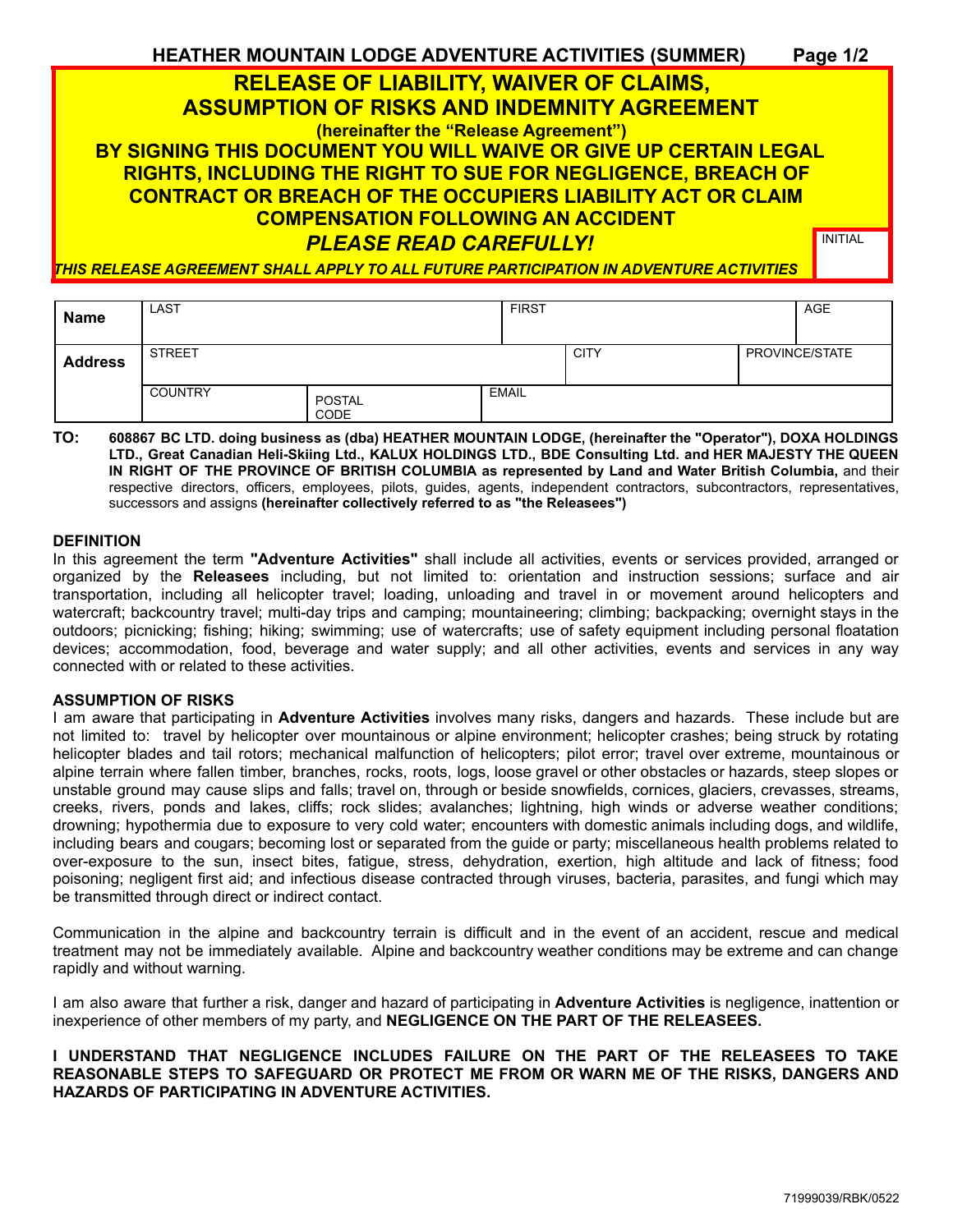# HEATHER MOUNTAIN LODGE ADVENTURE ACTIVITIES (SUMMER)

## RELEASE OF LIABILITY, WAIVER OF CLAIMS, ASSUMPTION OF RISKS AND INDEMNITY AGREEMENT

**(hereinafter the "Release Agreement")**

**BY SIGNING THIS DOCUMENT YOU WILL WAIVE OR GIVE UP CERTAIN LEGAL RIGHTS, INCLUDING THE RIGHT TO SUE FOR NEGLIGENCE, BREACH OF CONTRACT OR BREACH OF THE OCCUPIERS LIABILITY ACT OR CLAIM COMPENSATION FOLLOWING AN ACCIDENT**

***PLEASE READ CAREFULLY!***

INITIAL

***THIS RELEASE AGREEMENT SHALL APPLY TO ALL FUTURE PARTICIPATION IN ADVENTURE ACTIVITIES***

| | | | | | |
|---|---|---|---|---|---|
| **Name** | LAST | | FIRST | | AGE |
| **Address** | STREET | | CITY | | PROVINCE/STATE |
| | COUNTRY | POSTAL CODE | EMAIL | | |

**TO:** **608867 BC LTD. doing business as (dba) HEATHER MOUNTAIN LODGE, (hereinafter the "Operator"), DOXA HOLDINGS LTD., Great Canadian Heli-Skiing Ltd., KALUX HOLDINGS LTD., BDE Consulting Ltd. and HER MAJESTY THE QUEEN IN RIGHT OF THE PROVINCE OF BRITISH COLUMBIA as represented by Land and Water British Columbia,** and their respective directors, officers, employees, pilots, guides, agents, independent contractors, subcontractors, representatives, successors and assigns **(hereinafter collectively referred to as "the Releasees")**

### DEFINITION

In this agreement the term **"Adventure Activities"** shall include all activities, events or services provided, arranged or organized by the **Releasees** including, but not limited to: orientation and instruction sessions; surface and air transportation, including all helicopter travel; loading, unloading and travel in or movement around helicopters and watercraft; backcountry travel; multi-day trips and camping; mountaineering; climbing; backpacking; overnight stays in the outdoors; picnicking; fishing; hiking; swimming; use of watercrafts; use of safety equipment including personal floatation devices; accommodation, food, beverage and water supply; and all other activities, events and services in any way connected with or related to these activities.

### ASSUMPTION OF RISKS

I am aware that participating in **Adventure Activities** involves many risks, dangers and hazards. These include but are not limited to: travel by helicopter over mountainous or alpine environment; helicopter crashes; being struck by rotating helicopter blades and tail rotors; mechanical malfunction of helicopters; pilot error; travel over extreme, mountainous or alpine terrain where fallen timber, branches, rocks, roots, logs, loose gravel or other obstacles or hazards, steep slopes or unstable ground may cause slips and falls; travel on, through or beside snowfields, cornices, glaciers, crevasses, streams, creeks, rivers, ponds and lakes, cliffs; rock slides; avalanches; lightning, high winds or adverse weather conditions; drowning; hypothermia due to exposure to very cold water; encounters with domestic animals including dogs, and wildlife, including bears and cougars; becoming lost or separated from the guide or party; miscellaneous health problems related to over-exposure to the sun, insect bites, fatigue, stress, dehydration, exertion, high altitude and lack of fitness; food poisoning; negligent first aid; and infectious disease contracted through viruses, bacteria, parasites, and fungi which may be transmitted through direct or indirect contact.

Communication in the alpine and backcountry terrain is difficult and in the event of an accident, rescue and medical treatment may not be immediately available. Alpine and backcountry weather conditions may be extreme and can change rapidly and without warning.

I am also aware that further a risk, danger and hazard of participating in **Adventure Activities** is negligence, inattention or inexperience of other members of my party, and **NEGLIGENCE ON THE PART OF THE RELEASEES.**

**I UNDERSTAND THAT NEGLIGENCE INCLUDES FAILURE ON THE PART OF THE RELEASEES TO TAKE REASONABLE STEPS TO SAFEGUARD OR PROTECT ME FROM OR WARN ME OF THE RISKS, DANGERS AND HAZARDS OF PARTICIPATING IN ADVENTURE ACTIVITIES.**

71999039/RBK/0522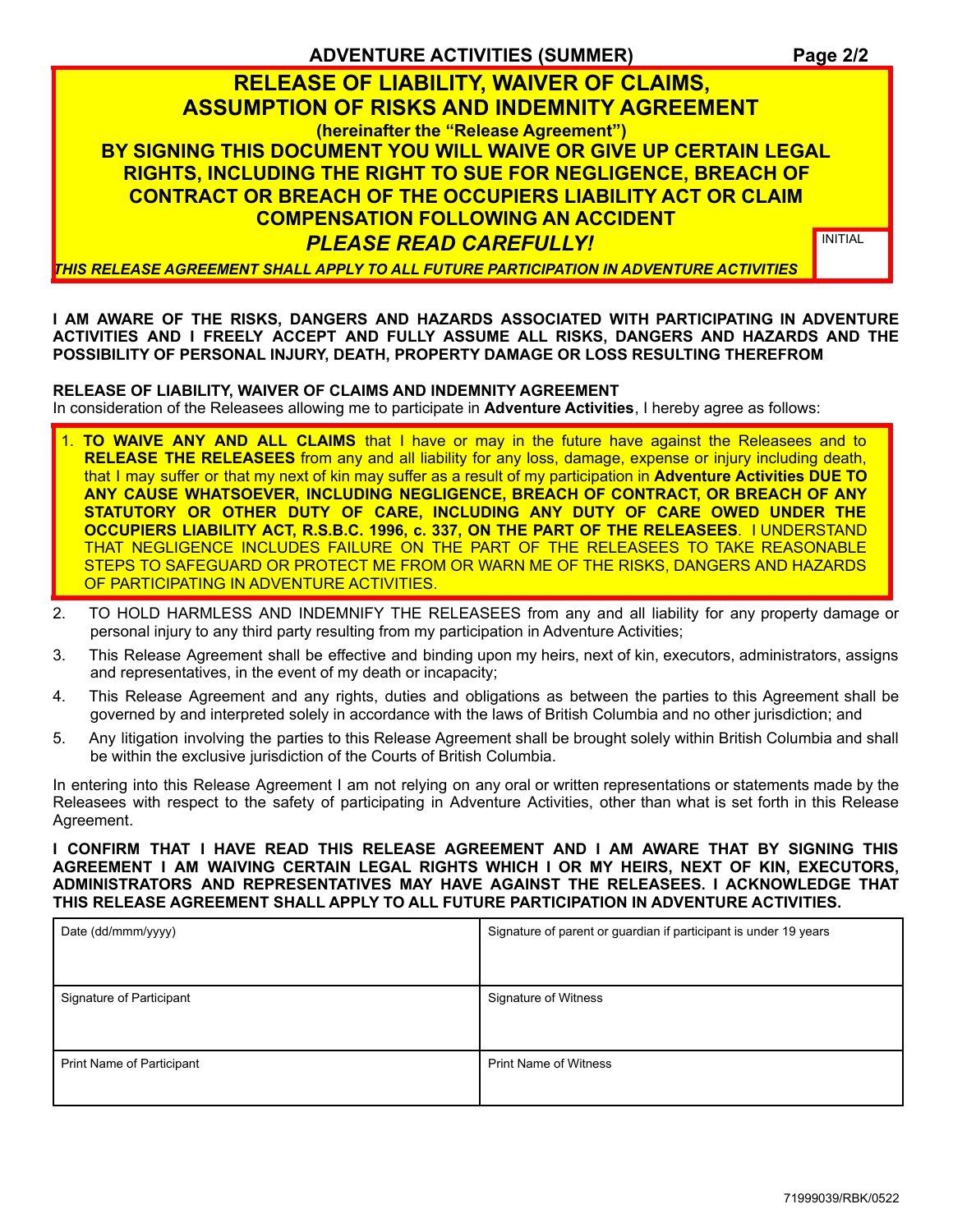## ADVENTURE ACTIVITIES (SUMMER)

# RELEASE OF LIABILITY, WAIVER OF CLAIMS, ASSUMPTION OF RISKS AND INDEMNITY AGREEMENT

**(hereinafter the "Release Agreement")**

**BY SIGNING THIS DOCUMENT YOU WILL WAIVE OR GIVE UP CERTAIN LEGAL RIGHTS, INCLUDING THE RIGHT TO SUE FOR NEGLIGENCE, BREACH OF CONTRACT OR BREACH OF THE OCCUPIERS LIABILITY ACT OR CLAIM COMPENSATION FOLLOWING AN ACCIDENT**

***PLEASE READ CAREFULLY!***

INITIAL

***THIS RELEASE AGREEMENT SHALL APPLY TO ALL FUTURE PARTICIPATION IN ADVENTURE ACTIVITIES***

**I AM AWARE OF THE RISKS, DANGERS AND HAZARDS ASSOCIATED WITH PARTICIPATING IN ADVENTURE ACTIVITIES AND I FREELY ACCEPT AND FULLY ASSUME ALL RISKS, DANGERS AND HAZARDS AND THE POSSIBILITY OF PERSONAL INJURY, DEATH, PROPERTY DAMAGE OR LOSS RESULTING THEREFROM**

**RELEASE OF LIABILITY, WAIVER OF CLAIMS AND INDEMNITY AGREEMENT**

In consideration of the Releasees allowing me to participate in **Adventure Activities**, I hereby agree as follows:

1. **TO WAIVE ANY AND ALL CLAIMS** that I have or may in the future have against the Releasees and to **RELEASE THE RELEASEES** from any and all liability for any loss, damage, expense or injury including death, that I may suffer or that my next of kin may suffer as a result of my participation in **Adventure Activities DUE TO ANY CAUSE WHATSOEVER, INCLUDING NEGLIGENCE, BREACH OF CONTRACT, OR BREACH OF ANY STATUTORY OR OTHER DUTY OF CARE, INCLUDING ANY DUTY OF CARE OWED UNDER THE OCCUPIERS LIABILITY ACT, R.S.B.C. 1996, c. 337, ON THE PART OF THE RELEASEES**. I UNDERSTAND THAT NEGLIGENCE INCLUDES FAILURE ON THE PART OF THE RELEASEES TO TAKE REASONABLE STEPS TO SAFEGUARD OR PROTECT ME FROM OR WARN ME OF THE RISKS, DANGERS AND HAZARDS OF PARTICIPATING IN ADVENTURE ACTIVITIES.
2. TO HOLD HARMLESS AND INDEMNIFY THE RELEASEES from any and all liability for any property damage or personal injury to any third party resulting from my participation in Adventure Activities;
3. This Release Agreement shall be effective and binding upon my heirs, next of kin, executors, administrators, assigns and representatives, in the event of my death or incapacity;
4. This Release Agreement and any rights, duties and obligations as between the parties to this Agreement shall be governed by and interpreted solely in accordance with the laws of British Columbia and no other jurisdiction; and
5. Any litigation involving the parties to this Release Agreement shall be brought solely within British Columbia and shall be within the exclusive jurisdiction of the Courts of British Columbia.

In entering into this Release Agreement I am not relying on any oral or written representations or statements made by the Releasees with respect to the safety of participating in Adventure Activities, other than what is set forth in this Release Agreement.

**I CONFIRM THAT I HAVE READ THIS RELEASE AGREEMENT AND I AM AWARE THAT BY SIGNING THIS AGREEMENT I AM WAIVING CERTAIN LEGAL RIGHTS WHICH I OR MY HEIRS, NEXT OF KIN, EXECUTORS, ADMINISTRATORS AND REPRESENTATIVES MAY HAVE AGAINST THE RELEASEES. I ACKNOWLEDGE THAT THIS RELEASE AGREEMENT SHALL APPLY TO ALL FUTURE PARTICIPATION IN ADVENTURE ACTIVITIES.**

| | |
|---|---|
| Date (dd/mmm/yyyy) | Signature of parent or guardian if participant is under 19 years |
| Signature of Participant | Signature of Witness |
| Print Name of Participant | Print Name of Witness |

71999039/RBK/0522